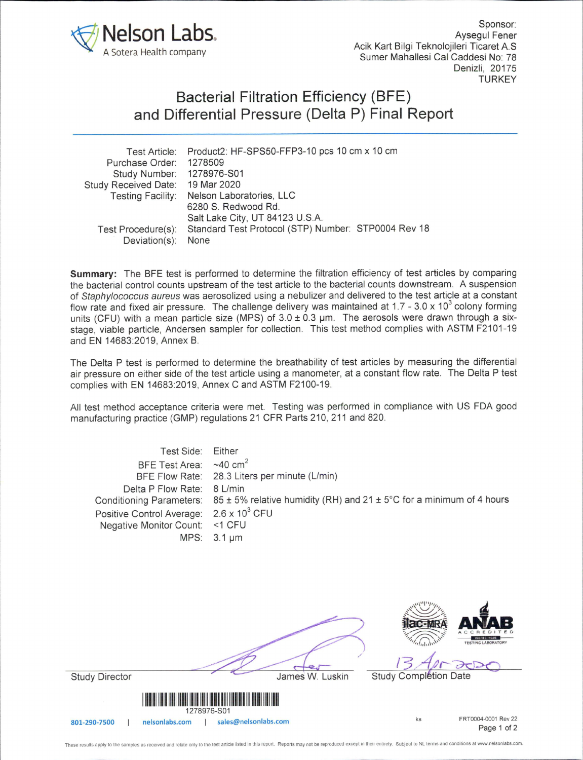Nelson Labs.
A Sotera Health company

Sponsor:
Aysegul Fener
Acik Kart Bilgi Teknolojileri Ticaret A.S
Sumer Mahallesi Cal Caddesi No: 78
Denizli, 20175
TURKEY

# Bacterial Filtration Efficiency (BFE) and Differential Pressure (Delta P) Final Report

| | |
|---|---|
| Test Article: | Product2: HF-SPS50-FFP3-10 pcs 10 cm x 10 cm |
| Purchase Order: | 1278509 |
| Study Number: | 1278976-S01 |
| Study Received Date: | 19 Mar 2020 |
| Testing Facility: | Nelson Laboratories, LLC<br>6280 S. Redwood Rd.<br>Salt Lake City, UT 84123 U.S.A. |
| Test Procedure(s): | Standard Test Protocol (STP) Number: STP0004 Rev 18 |
| Deviation(s): | None |

**Summary:** The BFE test is performed to determine the filtration efficiency of test articles by comparing the bacterial control counts upstream of the test article to the bacterial counts downstream. A suspension of *Staphylococcus aureus* was aerosolized using a nebulizer and delivered to the test article at a constant flow rate and fixed air pressure. The challenge delivery was maintained at $1.7 - 3.0 \times 10^3$ colony forming units (CFU) with a mean particle size (MPS) of $3.0 \pm 0.3$ µm. The aerosols were drawn through a six-stage, viable particle, Andersen sampler for collection. This test method complies with ASTM F2101-19 and EN 14683:2019, Annex B.

The Delta P test is performed to determine the breathability of test articles by measuring the differential air pressure on either side of the test article using a manometer, at a constant flow rate. The Delta P test complies with EN 14683:2019, Annex C and ASTM F2100-19.

All test method acceptance criteria were met. Testing was performed in compliance with US FDA good manufacturing practice (GMP) regulations 21 CFR Parts 210, 211 and 820.

| | |
|---|---|
| Test Side: | Either |
| BFE Test Area: | ~40 $cm^2$ |
| BFE Flow Rate: | 28.3 Liters per minute (L/min) |
| Delta P Flow Rate: | 8 L/min |
| Conditioning Parameters: | $85 \pm 5\%$ relative humidity (RH) and $21 \pm 5$°C for a minimum of 4 hours |
| Positive Control Average: | $2.6 \times 10^3$ CFU |
| Negative Monitor Count: | <1 CFU |
| MPS: | 3.1 µm |

Study Director: James W. Luskin

Study Completion Date: 13 Apr 2020

1278976-S01

801-290-7500 | nelsonlabs.com | sales@nelsonlabs.com

ks FRT0004-0001 Rev 22

These results apply to the samples as received and relate only to the test article listed in this report. Reports may not be reproduced except in their entirety. Subject to NL terms and conditions at www.nelsonlabs.com.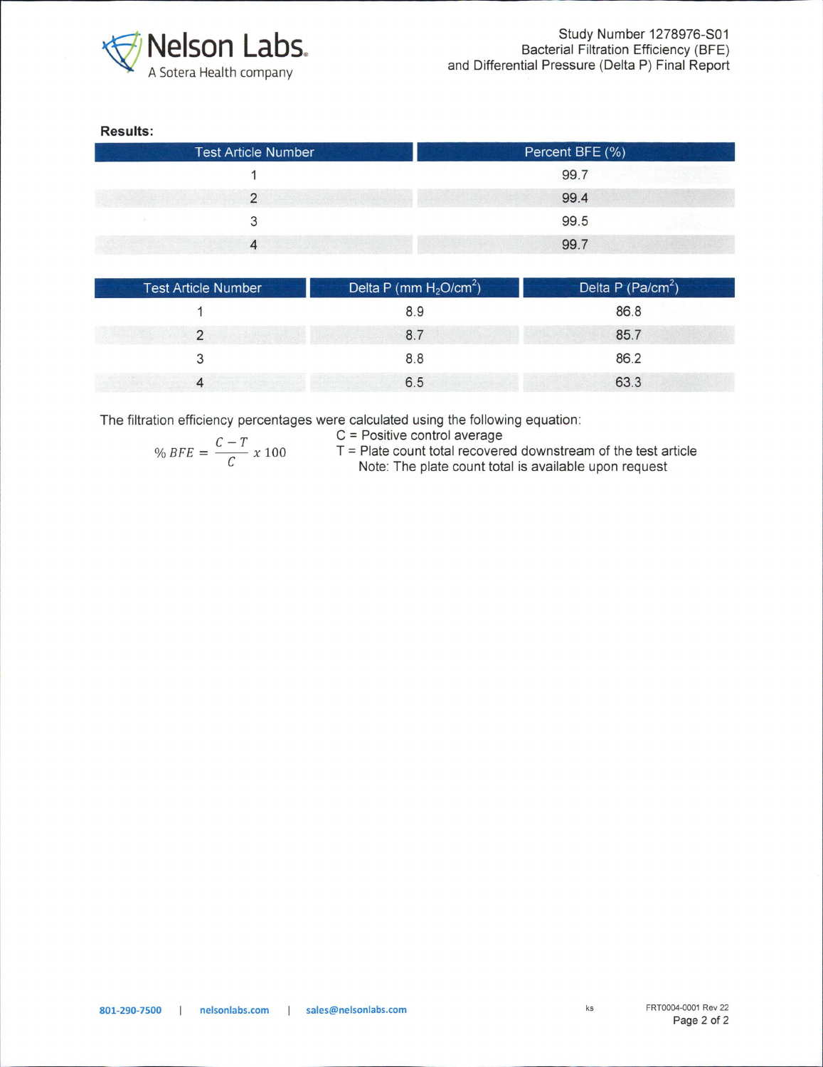**Results:**

| Test Article Number | Percent BFE (%) |
|---|---|
| 1 | 99.7 |
| 2 | 99.4 |
| 3 | 99.5 |
| 4 | 99.7 |

| Test Article Number | Delta P (mm $H_2O/cm^2$) | Delta P ($Pa/cm^2$) |
|---|---|---|
| 1 | 8.9 | 86.8 |
| 2 | 8.7 | 85.7 |
| 3 | 8.8 | 86.2 |
| 4 | 6.5 | 63.3 |

The filtration efficiency percentages were calculated using the following equation:

$$\% \, BFE = \frac{C - T}{C} \, x \, 100$$

C = Positive control average

T = Plate count total recovered downstream of the test article

Note: The plate count total is available upon request